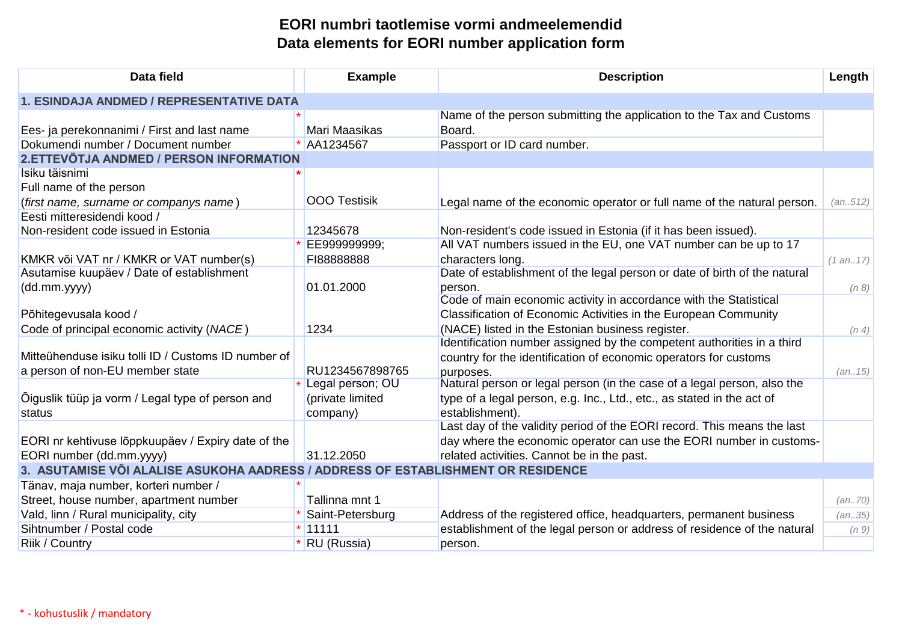# EORI numbri taotlemise vormi andmeelemendid
# Data elements for EORI number application form

| Data field | | Example | Description | Length |
|---|---|---|---|---|
| **1. ESINDAJA ANDMED / REPRESENTATIVE DATA** | | | | |
| Ees- ja perekonnanimi / First and last name | * | Mari Maasikas | Name of the person submitting the application to the Tax and Customs Board. | |
| Dokumendi number / Document number | * | AA1234567 | Passport or ID card number. | |
| **2.ETTEVÕTJA ANDMED / PERSON INFORMATION** | | | | |
| Isiku täisnimi<br>Full name of the person<br>(*first name, surname or companys name*) | * | OOO Testisik | Legal name of the economic operator or full name of the natural person. | (an..512) |
| Eesti mitteresidendi kood /<br>Non-resident code issued in Estonia | | 12345678 | Non-resident's code issued in Estonia (if it has been issued). | |
| KMKR või VAT nr / KMKR or VAT number(s) | * | EE999999999;<br>FI88888888 | All VAT numbers issued in the EU, one VAT number can be up to 17 characters long. | (1 an..17) |
| Asutamise kuupäev / Date of establishment (dd.mm.yyyy) | | 01.01.2000 | Date of establishment of the legal person or date of birth of the natural person. | (n 8) |
| Põhitegevusala kood /<br>Code of principal economic activity (*NACE*) | | 1234 | Code of main economic activity in accordance with the Statistical Classification of Economic Activities in the European Community (NACE) listed in the Estonian business register. | (n 4) |
| Mitteühenduse isiku tolli ID / Customs ID number of a person of non-EU member state | | RU1234567898765 | Identification number assigned by the competent authorities in a third country for the identification of economic operators for customs purposes. | (an..15) |
| Õiguslik tüüp ja vorm / Legal type of person and status | * | Legal person; OU (private limited company) | Natural person or legal person (in the case of a legal person, also the type of a legal person, e.g. Inc., Ltd., etc., as stated in the act of establishment). | |
| EORI nr kehtivuse lõppkuupäev / Expiry date of the EORI number (dd.mm.yyyy) | | 31.12.2050 | Last day of the validity period of the EORI record. This means the last day where the economic operator can use the EORI number in customs-related activities. Cannot be in the past. | |
| **3. ASUTAMISE VÕI ALALISE ASUKOHA AADRESS / ADDRESS OF ESTABLISHMENT OR RESIDENCE** | | | | |
| Tänav, maja number, korteri number /<br>Street, house number, apartment number | * | Tallinna mnt 1 | Address of the registered office, headquarters, permanent business establishment of the legal person or address of residence of the natural person. | (an..70) |
| Vald, linn / Rural municipality, city | * | Saint-Petersburg | | (an..35) |
| Sihtnumber / Postal code | * | 11111 | | (n 9) |
| Riik / Country | * | RU (Russia) | | |

\* - kohustuslik / mandatory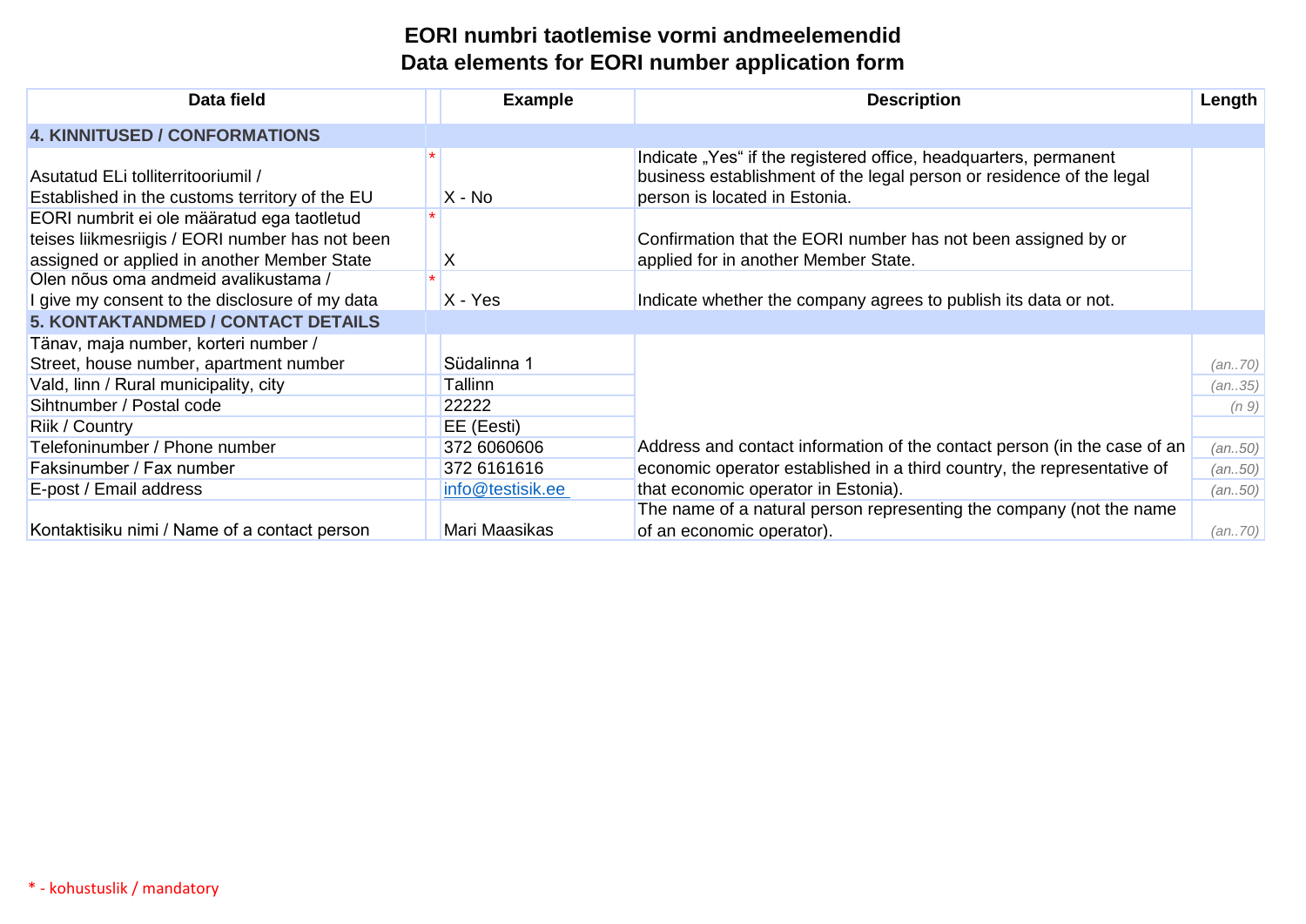# EORI numbri taotlemise vormi andmeelemendid
# Data elements for EORI number application form

| Data field | | Example | Description | Length |
|---|---|---|---|---|
| **4. KINNITUSED / CONFORMATIONS** | | | | |
| Asutatud ELi tolliterritooriumil / Established in the customs territory of the EU | * | X - No | Indicate „Yes" if the registered office, headquarters, permanent business establishment of the legal person or residence of the legal person is located in Estonia. | |
| EORI numbrit ei ole määratud ega taotletud teises liikmesriigis / EORI number has not been assigned or applied in another Member State | * | X | Confirmation that the EORI number has not been assigned by or applied for in another Member State. | |
| Olen nõus oma andmeid avalikustama / I give my consent to the disclosure of my data | * | X - Yes | Indicate whether the company agrees to publish its data or not. | |
| **5. KONTAKTANDMED / CONTACT DETAILS** | | | | |
| Tänav, maja number, korteri number / Street, house number, apartment number | | Südalinna 1 | Address and contact information of the contact person (in the case of an economic operator established in a third country, the representative of that economic operator in Estonia). | *(an..70)* |
| Vald, linn / Rural municipality, city | | Tallinn | | *(an..35)* |
| Sihtnumber / Postal code | | 22222 | | *(n 9)* |
| Riik / Country | | EE (Eesti) | | |
| Telefoninumber / Phone number | | 372 6060606 | | *(an..50)* |
| Faksinumber / Fax number | | 372 6161616 | | *(an..50)* |
| E-post / Email address | | info@testisik.ee | | *(an..50)* |
| Kontaktisiku nimi / Name of a contact person | | Mari Maasikas | The name of a natural person representing the company (not the name of an economic operator). | *(an..70)* |

\* - kohustuslik / mandatory